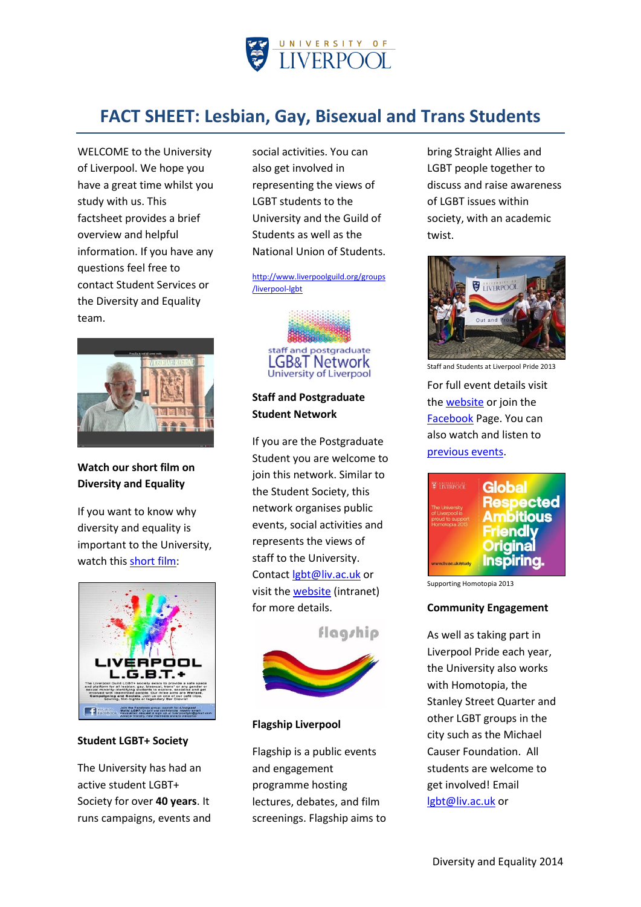# FACT SHEET: Lesbian, Gay, Bisexual and Trans Students

WELCOME to the University of Liverpool. We hope you have a great time whilst you study with us. This factsheet provides a brief overview and helpful information. If you have any questions feel free to contact Student Services or the Diversity and Equality team.

**Watch our short film on Diversity and Equality**

If you want to know why diversity and equality is important to the University, watch this short film:

**Student LGBT+ Society**

The University has had an active student LGBT+ Society for over **40 years**. It runs campaigns, events and social activities. You can also get involved in representing the views of LGBT students to the University and the Guild of Students as well as the National Union of Students.

http://www.liverpoolguild.org/groups/liverpool-lgbt

**Staff and Postgraduate Student Network**

If you are the Postgraduate Student you are welcome to join this network. Similar to the Student Society, this network organises public events, social activities and represents the views of staff to the University. Contact lgbt@liv.ac.uk or visit the website (intranet) for more details.

**Flagship Liverpool**

Flagship is a public events and engagement programme hosting lectures, debates, and film screenings. Flagship aims to bring Straight Allies and LGBT people together to discuss and raise awareness of LGBT issues within society, with an academic twist.

Staff and Students at Liverpool Pride 2013

For full event details visit the website or join the Facebook Page. You can also watch and listen to previous events.

Supporting Homotopia 2013

**Community Engagement**

As well as taking part in Liverpool Pride each year, the University also works with Homotopia, the Stanley Street Quarter and other LGBT groups in the city such as the Michael Causer Foundation. All students are welcome to get involved! Email lgbt@liv.ac.uk or

Diversity and Equality 2014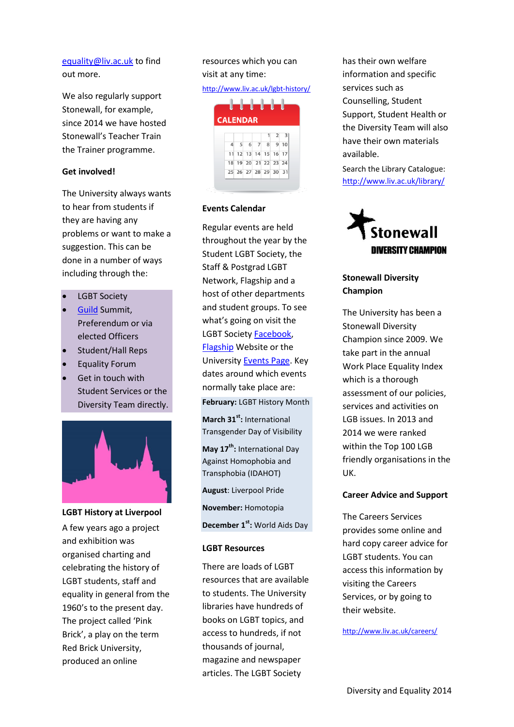equality@liv.ac.uk to find out more.

We also regularly support Stonewall, for example, since 2014 we have hosted Stonewall's Teacher Train the Trainer programme.

**Get involved!**

The University always wants to hear from students if they are having any problems or want to make a suggestion. This can be done in a number of ways including through the:

- LGBT Society
- Guild Summit, Preferendum or via elected Officers
- Student/Hall Reps
- Equality Forum
- Get in touch with Student Services or the Diversity Team directly.

**LGBT History at Liverpool**

A few years ago a project and exhibition was organised charting and celebrating the history of LGBT students, staff and equality in general from the 1960's to the present day. The project called 'Pink Brick', a play on the term Red Brick University, produced an online resources which you can visit at any time:

http://www.liv.ac.uk/lgbt-history/

**Events Calendar**

Regular events are held throughout the year by the Student LGBT Society, the Staff & Postgrad LGBT Network, Flagship and a host of other departments and student groups. To see what's going on visit the LGBT Society Facebook, Flagship Website or the University Events Page. Key dates around which events normally take place are:

**February:** LGBT History Month

**March 31st:** International Transgender Day of Visibility

**May 17th:** International Day Against Homophobia and Transphobia (IDAHOT)

**August**: Liverpool Pride

**November:** Homotopia

**December 1st:** World Aids Day

**LGBT Resources**

There are loads of LGBT resources that are available to students. The University libraries have hundreds of books on LGBT topics, and access to hundreds, if not thousands of journal, magazine and newspaper articles. The LGBT Society has their own welfare information and specific services such as Counselling, Student Support, Student Health or the Diversity Team will also have their own materials available.

Search the Library Catalogue: http://www.liv.ac.uk/library/

**Stonewall Diversity Champion**

The University has been a Stonewall Diversity Champion since 2009. We take part in the annual Work Place Equality Index which is a thorough assessment of our policies, services and activities on LGB issues. In 2013 and 2014 we were ranked within the Top 100 LGB friendly organisations in the UK.

**Career Advice and Support**

The Careers Services provides some online and hard copy career advice for LGBT students. You can access this information by visiting the Careers Services, or by going to their website.

http://www.liv.ac.uk/careers/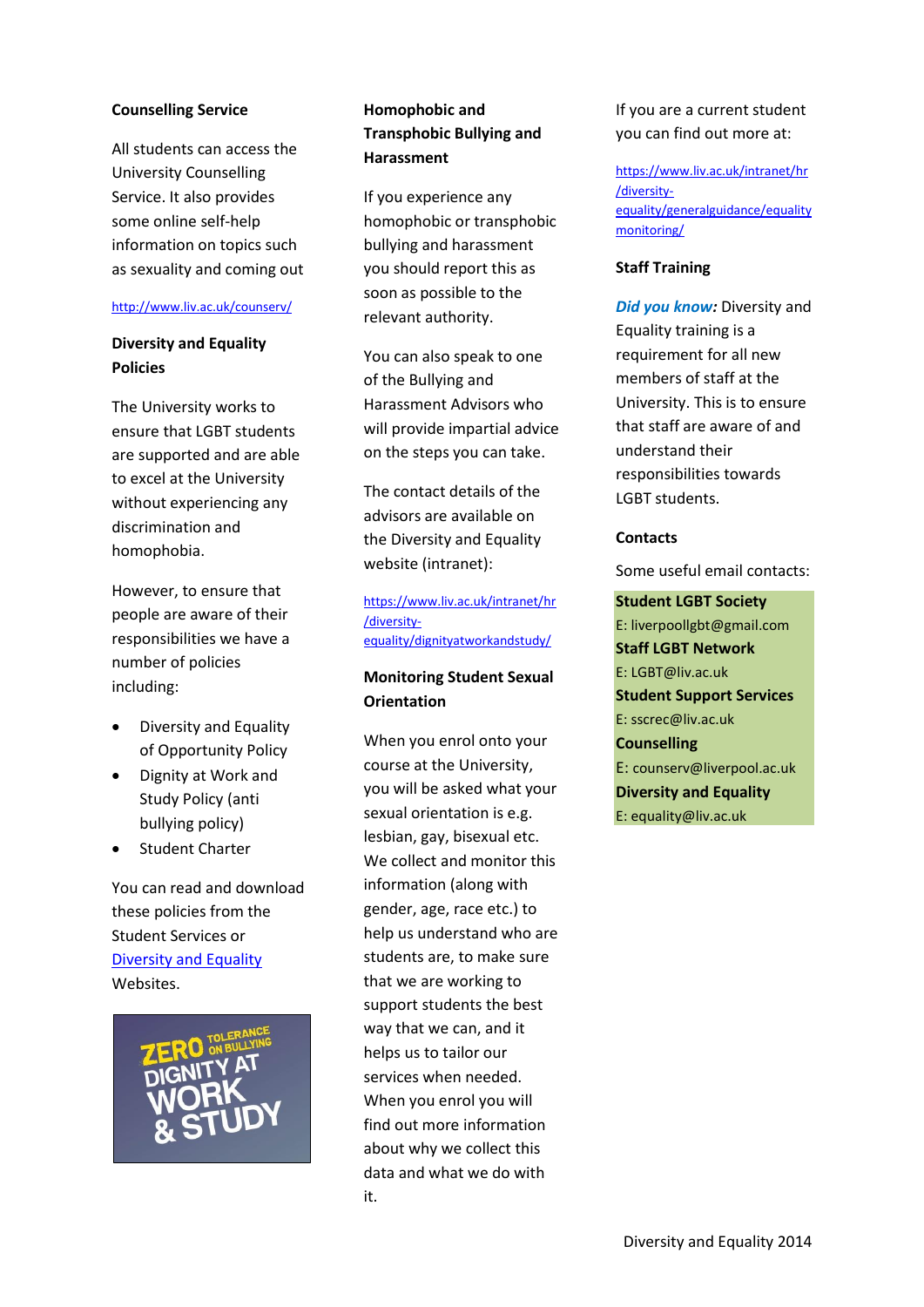### Counselling Service

All students can access the University Counselling Service. It also provides some online self-help information on topics such as sexuality and coming out

http://www.liv.ac.uk/counserv/

### Diversity and Equality Policies

The University works to ensure that LGBT students are supported and are able to excel at the University without experiencing any discrimination and homophobia.

However, to ensure that people are aware of their responsibilities we have a number of policies including:

- Diversity and Equality of Opportunity Policy
- Dignity at Work and Study Policy (anti bullying policy)
- Student Charter

You can read and download these policies from the Student Services or Diversity and Equality Websites.

ZERO TOLERANCE ON BULLYING
DIGNITY AT WORK & STUDY

### Homophobic and Transphobic Bullying and Harassment

If you experience any homophobic or transphobic bullying and harassment you should report this as soon as possible to the relevant authority.

You can also speak to one of the Bullying and Harassment Advisors who will provide impartial advice on the steps you can take.

The contact details of the advisors are available on the Diversity and Equality website (intranet):

https://www.liv.ac.uk/intranet/hr/diversity-equality/dignityatworkandstudy/

### Monitoring Student Sexual Orientation

When you enrol onto your course at the University, you will be asked what your sexual orientation is e.g. lesbian, gay, bisexual etc. We collect and monitor this information (along with gender, age, race etc.) to help us understand who are students are, to make sure that we are working to support students the best way that we can, and it helps us to tailor our services when needed. When you enrol you will find out more information about why we collect this data and what we do with it.

If you are a current student you can find out more at:

https://www.liv.ac.uk/intranet/hr/diversity-equality/generalguidance/equalitymonitoring/

### Staff Training

***Did you know:*** Diversity and Equality training is a requirement for all new members of staff at the University. This is to ensure that staff are aware of and understand their responsibilities towards LGBT students.

### Contacts

Some useful email contacts:

**Student LGBT Society**
E: liverpoollgbt@gmail.com

**Staff LGBT Network**
E: LGBT@liv.ac.uk

**Student Support Services**
E: sscrec@liv.ac.uk

**Counselling**
E: counserv@liverpool.ac.uk

**Diversity and Equality**
E: equality@liv.ac.uk